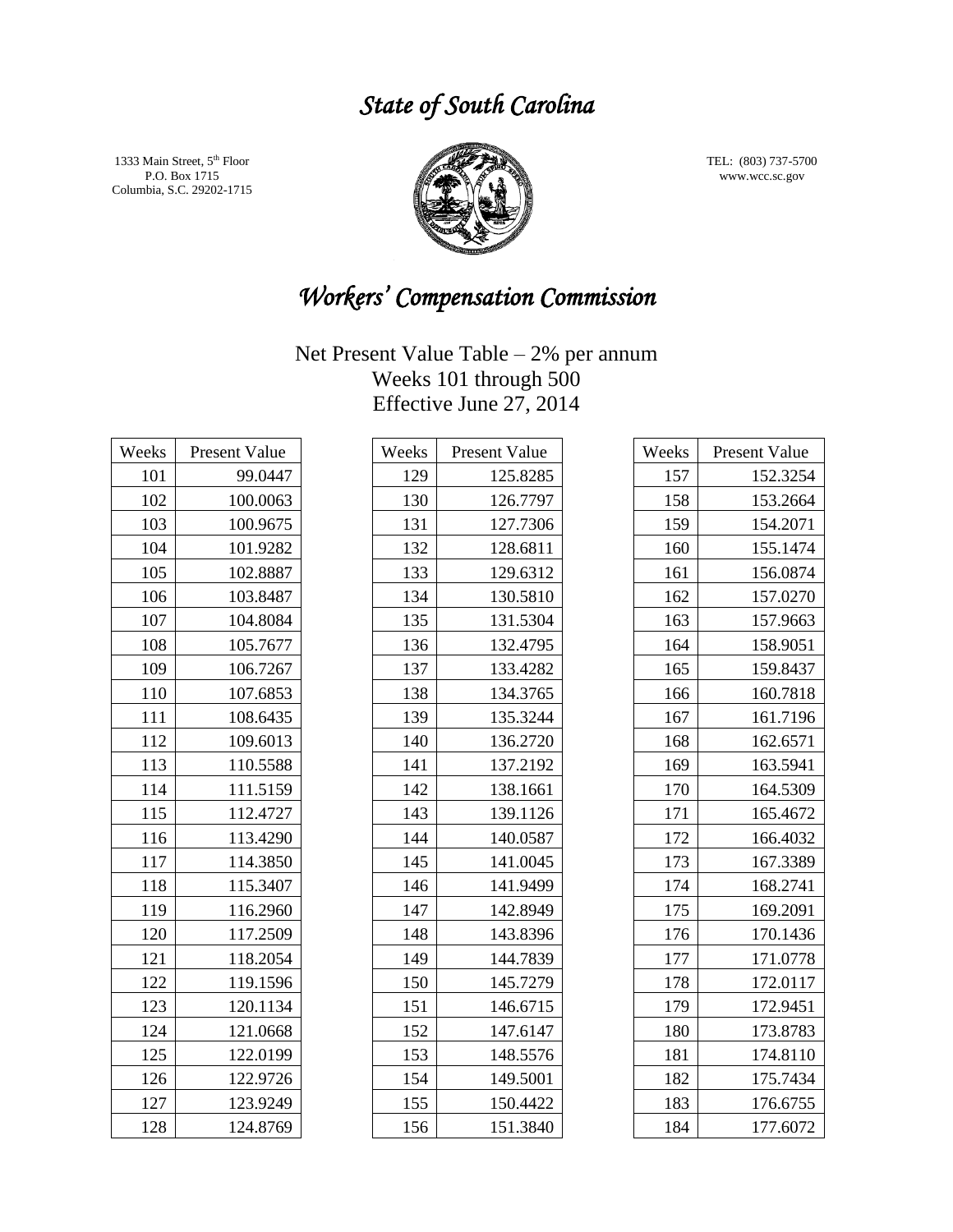# *State of South Carolina*

1333 Main Street, 5th Floor
P.O. Box 1715
Columbia, S.C. 29202-1715

TEL: (803) 737-5700
www.wcc.sc.gov

# *Workers' Compensation Commission*

Net Present Value Table – 2% per annum
Weeks 101 through 500
Effective June 27, 2014

| Weeks | Present Value |
|---|---|
| 101 | 99.0447 |
| 102 | 100.0063 |
| 103 | 100.9675 |
| 104 | 101.9282 |
| 105 | 102.8887 |
| 106 | 103.8487 |
| 107 | 104.8084 |
| 108 | 105.7677 |
| 109 | 106.7267 |
| 110 | 107.6853 |
| 111 | 108.6435 |
| 112 | 109.6013 |
| 113 | 110.5588 |
| 114 | 111.5159 |
| 115 | 112.4727 |
| 116 | 113.4290 |
| 117 | 114.3850 |
| 118 | 115.3407 |
| 119 | 116.2960 |
| 120 | 117.2509 |
| 121 | 118.2054 |
| 122 | 119.1596 |
| 123 | 120.1134 |
| 124 | 121.0668 |
| 125 | 122.0199 |
| 126 | 122.9726 |
| 127 | 123.9249 |
| 128 | 124.8769 |

| Weeks | Present Value |
|---|---|
| 129 | 125.8285 |
| 130 | 126.7797 |
| 131 | 127.7306 |
| 132 | 128.6811 |
| 133 | 129.6312 |
| 134 | 130.5810 |
| 135 | 131.5304 |
| 136 | 132.4795 |
| 137 | 133.4282 |
| 138 | 134.3765 |
| 139 | 135.3244 |
| 140 | 136.2720 |
| 141 | 137.2192 |
| 142 | 138.1661 |
| 143 | 139.1126 |
| 144 | 140.0587 |
| 145 | 141.0045 |
| 146 | 141.9499 |
| 147 | 142.8949 |
| 148 | 143.8396 |
| 149 | 144.7839 |
| 150 | 145.7279 |
| 151 | 146.6715 |
| 152 | 147.6147 |
| 153 | 148.5576 |
| 154 | 149.5001 |
| 155 | 150.4422 |
| 156 | 151.3840 |

| Weeks | Present Value |
|---|---|
| 157 | 152.3254 |
| 158 | 153.2664 |
| 159 | 154.2071 |
| 160 | 155.1474 |
| 161 | 156.0874 |
| 162 | 157.0270 |
| 163 | 157.9663 |
| 164 | 158.9051 |
| 165 | 159.8437 |
| 166 | 160.7818 |
| 167 | 161.7196 |
| 168 | 162.6571 |
| 169 | 163.5941 |
| 170 | 164.5309 |
| 171 | 165.4672 |
| 172 | 166.4032 |
| 173 | 167.3389 |
| 174 | 168.2741 |
| 175 | 169.2091 |
| 176 | 170.1436 |
| 177 | 171.0778 |
| 178 | 172.0117 |
| 179 | 172.9451 |
| 180 | 173.8783 |
| 181 | 174.8110 |
| 182 | 175.7434 |
| 183 | 176.6755 |
| 184 | 177.6072 |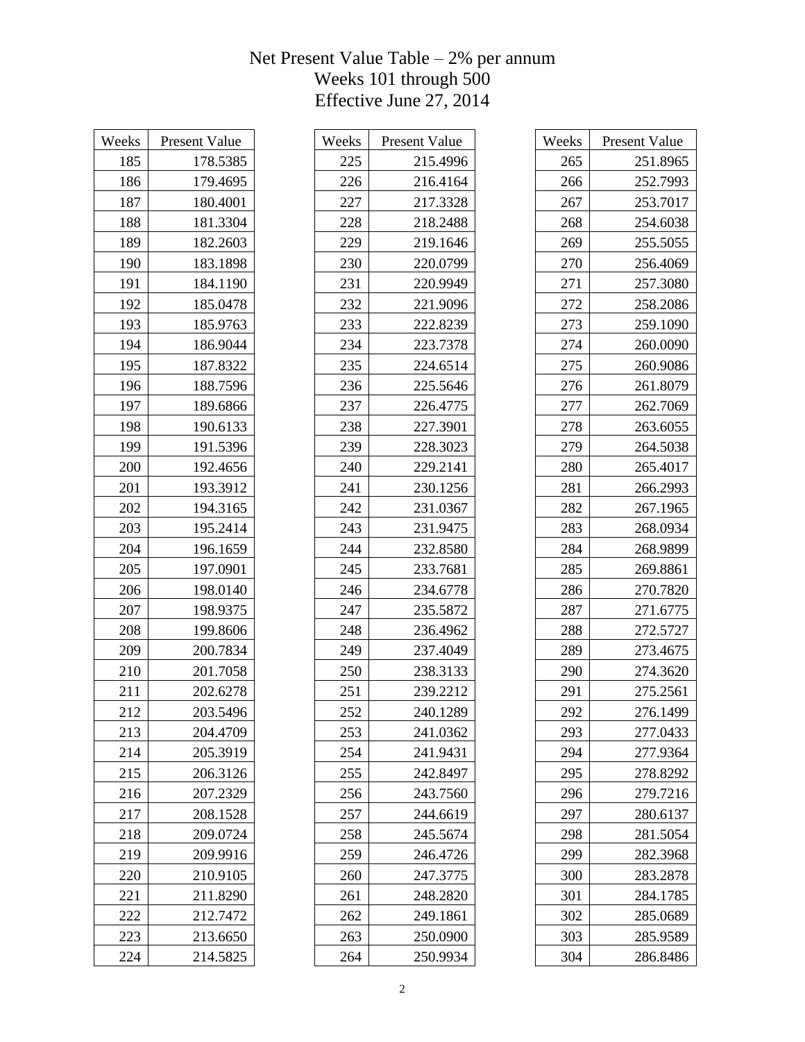# Net Present Value Table – 2% per annum
## Weeks 101 through 500
## Effective June 27, 2014

| Weeks | Present Value |
|---|---|
| 185 | 178.5385 |
| 186 | 179.4695 |
| 187 | 180.4001 |
| 188 | 181.3304 |
| 189 | 182.2603 |
| 190 | 183.1898 |
| 191 | 184.1190 |
| 192 | 185.0478 |
| 193 | 185.9763 |
| 194 | 186.9044 |
| 195 | 187.8322 |
| 196 | 188.7596 |
| 197 | 189.6866 |
| 198 | 190.6133 |
| 199 | 191.5396 |
| 200 | 192.4656 |
| 201 | 193.3912 |
| 202 | 194.3165 |
| 203 | 195.2414 |
| 204 | 196.1659 |
| 205 | 197.0901 |
| 206 | 198.0140 |
| 207 | 198.9375 |
| 208 | 199.8606 |
| 209 | 200.7834 |
| 210 | 201.7058 |
| 211 | 202.6278 |
| 212 | 203.5496 |
| 213 | 204.4709 |
| 214 | 205.3919 |
| 215 | 206.3126 |
| 216 | 207.2329 |
| 217 | 208.1528 |
| 218 | 209.0724 |
| 219 | 209.9916 |
| 220 | 210.9105 |
| 221 | 211.8290 |
| 222 | 212.7472 |
| 223 | 213.6650 |
| 224 | 214.5825 |

| Weeks | Present Value |
|---|---|
| 225 | 215.4996 |
| 226 | 216.4164 |
| 227 | 217.3328 |
| 228 | 218.2488 |
| 229 | 219.1646 |
| 230 | 220.0799 |
| 231 | 220.9949 |
| 232 | 221.9096 |
| 233 | 222.8239 |
| 234 | 223.7378 |
| 235 | 224.6514 |
| 236 | 225.5646 |
| 237 | 226.4775 |
| 238 | 227.3901 |
| 239 | 228.3023 |
| 240 | 229.2141 |
| 241 | 230.1256 |
| 242 | 231.0367 |
| 243 | 231.9475 |
| 244 | 232.8580 |
| 245 | 233.7681 |
| 246 | 234.6778 |
| 247 | 235.5872 |
| 248 | 236.4962 |
| 249 | 237.4049 |
| 250 | 238.3133 |
| 251 | 239.2212 |
| 252 | 240.1289 |
| 253 | 241.0362 |
| 254 | 241.9431 |
| 255 | 242.8497 |
| 256 | 243.7560 |
| 257 | 244.6619 |
| 258 | 245.5674 |
| 259 | 246.4726 |
| 260 | 247.3775 |
| 261 | 248.2820 |
| 262 | 249.1861 |
| 263 | 250.0900 |
| 264 | 250.9934 |

| Weeks | Present Value |
|---|---|
| 265 | 251.8965 |
| 266 | 252.7993 |
| 267 | 253.7017 |
| 268 | 254.6038 |
| 269 | 255.5055 |
| 270 | 256.4069 |
| 271 | 257.3080 |
| 272 | 258.2086 |
| 273 | 259.1090 |
| 274 | 260.0090 |
| 275 | 260.9086 |
| 276 | 261.8079 |
| 277 | 262.7069 |
| 278 | 263.6055 |
| 279 | 264.5038 |
| 280 | 265.4017 |
| 281 | 266.2993 |
| 282 | 267.1965 |
| 283 | 268.0934 |
| 284 | 268.9899 |
| 285 | 269.8861 |
| 286 | 270.7820 |
| 287 | 271.6775 |
| 288 | 272.5727 |
| 289 | 273.4675 |
| 290 | 274.3620 |
| 291 | 275.2561 |
| 292 | 276.1499 |
| 293 | 277.0433 |
| 294 | 277.9364 |
| 295 | 278.8292 |
| 296 | 279.7216 |
| 297 | 280.6137 |
| 298 | 281.5054 |
| 299 | 282.3968 |
| 300 | 283.2878 |
| 301 | 284.1785 |
| 302 | 285.0689 |
| 303 | 285.9589 |
| 304 | 286.8486 |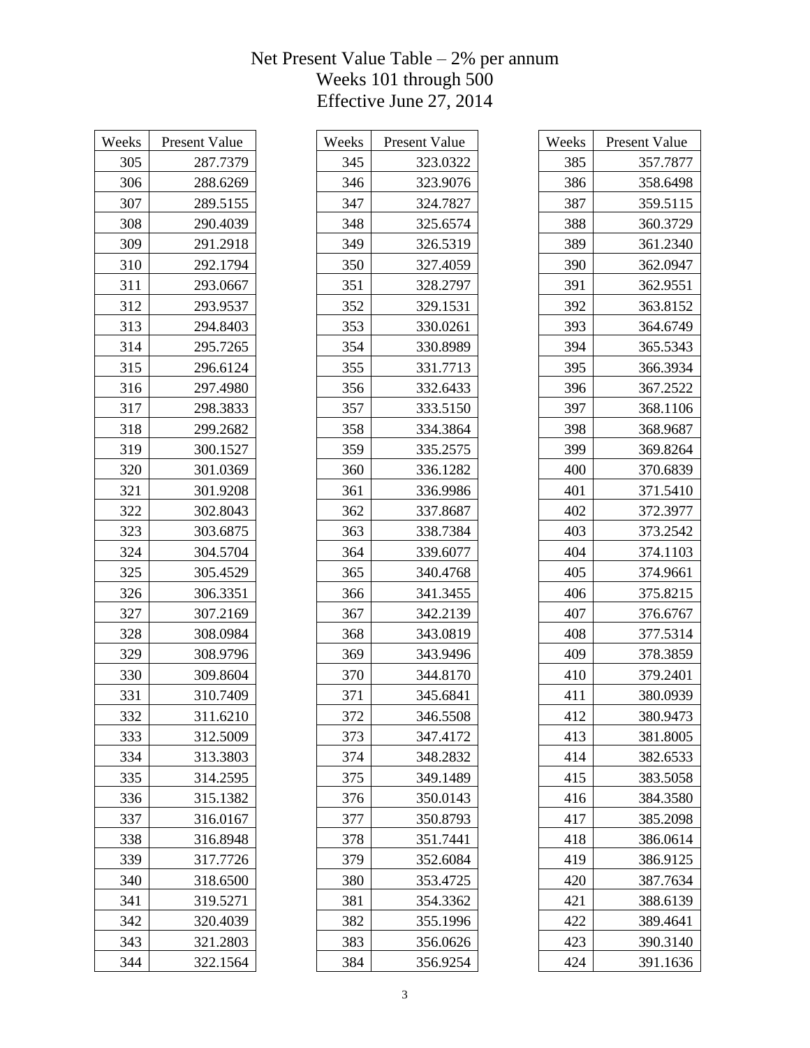# Net Present Value Table – 2% per annum
## Weeks 101 through 500
## Effective June 27, 2014

| Weeks | Present Value |
|---|---|
| 305 | 287.7379 |
| 306 | 288.6269 |
| 307 | 289.5155 |
| 308 | 290.4039 |
| 309 | 291.2918 |
| 310 | 292.1794 |
| 311 | 293.0667 |
| 312 | 293.9537 |
| 313 | 294.8403 |
| 314 | 295.7265 |
| 315 | 296.6124 |
| 316 | 297.4980 |
| 317 | 298.3833 |
| 318 | 299.2682 |
| 319 | 300.1527 |
| 320 | 301.0369 |
| 321 | 301.9208 |
| 322 | 302.8043 |
| 323 | 303.6875 |
| 324 | 304.5704 |
| 325 | 305.4529 |
| 326 | 306.3351 |
| 327 | 307.2169 |
| 328 | 308.0984 |
| 329 | 308.9796 |
| 330 | 309.8604 |
| 331 | 310.7409 |
| 332 | 311.6210 |
| 333 | 312.5009 |
| 334 | 313.3803 |
| 335 | 314.2595 |
| 336 | 315.1382 |
| 337 | 316.0167 |
| 338 | 316.8948 |
| 339 | 317.7726 |
| 340 | 318.6500 |
| 341 | 319.5271 |
| 342 | 320.4039 |
| 343 | 321.2803 |
| 344 | 322.1564 |

| Weeks | Present Value |
|---|---|
| 345 | 323.0322 |
| 346 | 323.9076 |
| 347 | 324.7827 |
| 348 | 325.6574 |
| 349 | 326.5319 |
| 350 | 327.4059 |
| 351 | 328.2797 |
| 352 | 329.1531 |
| 353 | 330.0261 |
| 354 | 330.8989 |
| 355 | 331.7713 |
| 356 | 332.6433 |
| 357 | 333.5150 |
| 358 | 334.3864 |
| 359 | 335.2575 |
| 360 | 336.1282 |
| 361 | 336.9986 |
| 362 | 337.8687 |
| 363 | 338.7384 |
| 364 | 339.6077 |
| 365 | 340.4768 |
| 366 | 341.3455 |
| 367 | 342.2139 |
| 368 | 343.0819 |
| 369 | 343.9496 |
| 370 | 344.8170 |
| 371 | 345.6841 |
| 372 | 346.5508 |
| 373 | 347.4172 |
| 374 | 348.2832 |
| 375 | 349.1489 |
| 376 | 350.0143 |
| 377 | 350.8793 |
| 378 | 351.7441 |
| 379 | 352.6084 |
| 380 | 353.4725 |
| 381 | 354.3362 |
| 382 | 355.1996 |
| 383 | 356.0626 |
| 384 | 356.9254 |

| Weeks | Present Value |
|---|---|
| 385 | 357.7877 |
| 386 | 358.6498 |
| 387 | 359.5115 |
| 388 | 360.3729 |
| 389 | 361.2340 |
| 390 | 362.0947 |
| 391 | 362.9551 |
| 392 | 363.8152 |
| 393 | 364.6749 |
| 394 | 365.5343 |
| 395 | 366.3934 |
| 396 | 367.2522 |
| 397 | 368.1106 |
| 398 | 368.9687 |
| 399 | 369.8264 |
| 400 | 370.6839 |
| 401 | 371.5410 |
| 402 | 372.3977 |
| 403 | 373.2542 |
| 404 | 374.1103 |
| 405 | 374.9661 |
| 406 | 375.8215 |
| 407 | 376.6767 |
| 408 | 377.5314 |
| 409 | 378.3859 |
| 410 | 379.2401 |
| 411 | 380.0939 |
| 412 | 380.9473 |
| 413 | 381.8005 |
| 414 | 382.6533 |
| 415 | 383.5058 |
| 416 | 384.3580 |
| 417 | 385.2098 |
| 418 | 386.0614 |
| 419 | 386.9125 |
| 420 | 387.7634 |
| 421 | 388.6139 |
| 422 | 389.4641 |
| 423 | 390.3140 |
| 424 | 391.1636 |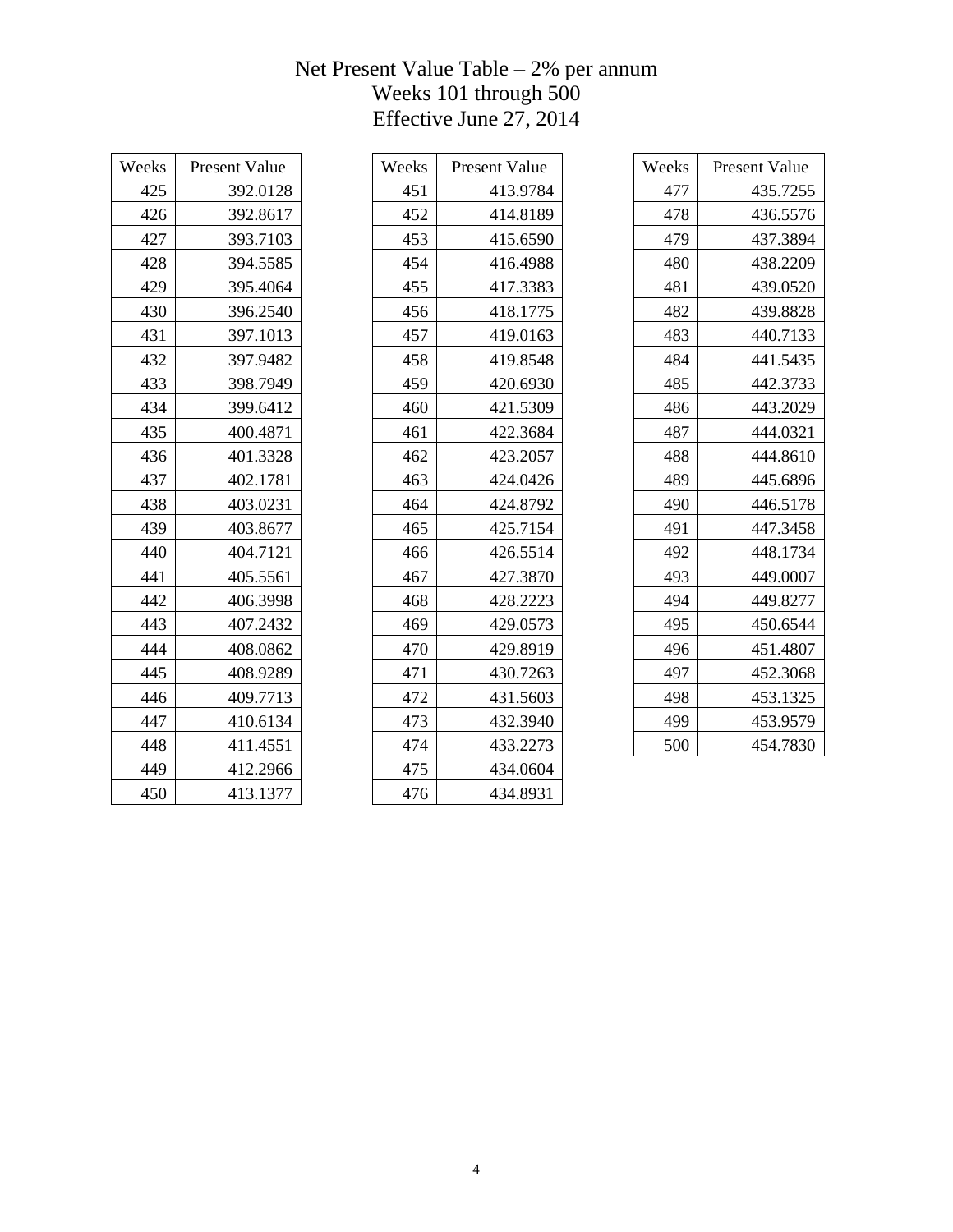# Net Present Value Table – 2% per annum
# Weeks 101 through 500
# Effective June 27, 2014

| Weeks | Present Value |
|---|---|
| 425 | 392.0128 |
| 426 | 392.8617 |
| 427 | 393.7103 |
| 428 | 394.5585 |
| 429 | 395.4064 |
| 430 | 396.2540 |
| 431 | 397.1013 |
| 432 | 397.9482 |
| 433 | 398.7949 |
| 434 | 399.6412 |
| 435 | 400.4871 |
| 436 | 401.3328 |
| 437 | 402.1781 |
| 438 | 403.0231 |
| 439 | 403.8677 |
| 440 | 404.7121 |
| 441 | 405.5561 |
| 442 | 406.3998 |
| 443 | 407.2432 |
| 444 | 408.0862 |
| 445 | 408.9289 |
| 446 | 409.7713 |
| 447 | 410.6134 |
| 448 | 411.4551 |
| 449 | 412.2966 |
| 450 | 413.1377 |

| Weeks | Present Value |
|---|---|
| 451 | 413.9784 |
| 452 | 414.8189 |
| 453 | 415.6590 |
| 454 | 416.4988 |
| 455 | 417.3383 |
| 456 | 418.1775 |
| 457 | 419.0163 |
| 458 | 419.8548 |
| 459 | 420.6930 |
| 460 | 421.5309 |
| 461 | 422.3684 |
| 462 | 423.2057 |
| 463 | 424.0426 |
| 464 | 424.8792 |
| 465 | 425.7154 |
| 466 | 426.5514 |
| 467 | 427.3870 |
| 468 | 428.2223 |
| 469 | 429.0573 |
| 470 | 429.8919 |
| 471 | 430.7263 |
| 472 | 431.5603 |
| 473 | 432.3940 |
| 474 | 433.2273 |
| 475 | 434.0604 |
| 476 | 434.8931 |

| Weeks | Present Value |
|---|---|
| 477 | 435.7255 |
| 478 | 436.5576 |
| 479 | 437.3894 |
| 480 | 438.2209 |
| 481 | 439.0520 |
| 482 | 439.8828 |
| 483 | 440.7133 |
| 484 | 441.5435 |
| 485 | 442.3733 |
| 486 | 443.2029 |
| 487 | 444.0321 |
| 488 | 444.8610 |
| 489 | 445.6896 |
| 490 | 446.5178 |
| 491 | 447.3458 |
| 492 | 448.1734 |
| 493 | 449.0007 |
| 494 | 449.8277 |
| 495 | 450.6544 |
| 496 | 451.4807 |
| 497 | 452.3068 |
| 498 | 453.1325 |
| 499 | 453.9579 |
| 500 | 454.7830 |